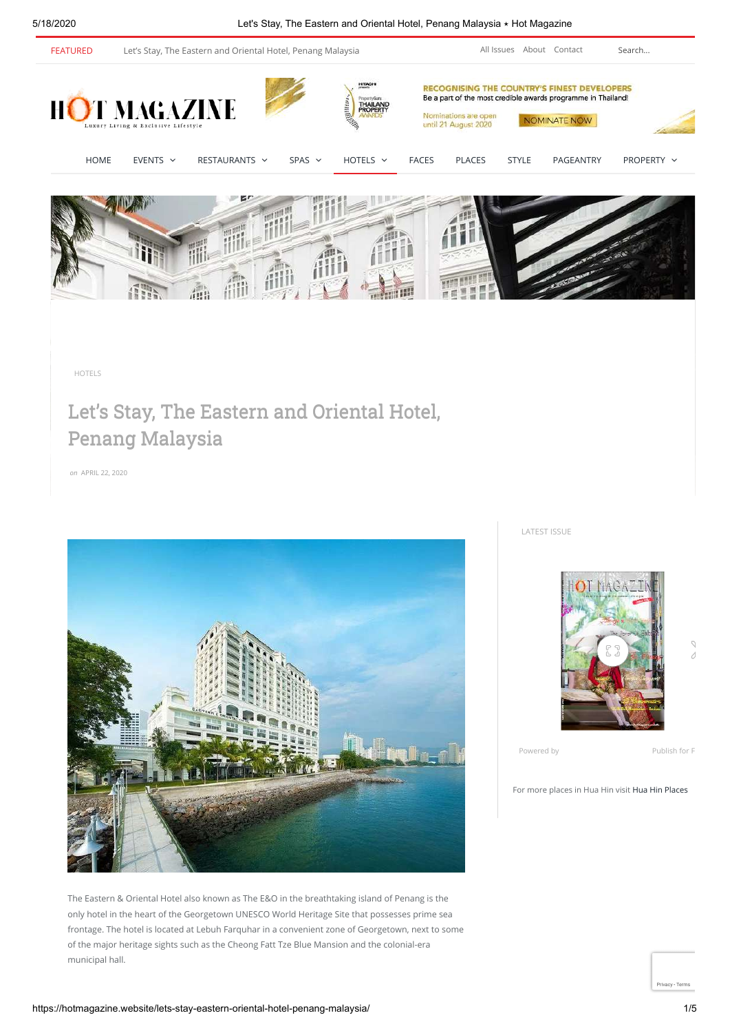FEATURED Let's Stay, The Eastern and Oriental Hotel, Penang Malaysia

All Issues About Contact

HOME EVENTS RESTAURANTS SPAS HOTELS FACES PLACES STYLE PAGEANTRY PROPERTY

HOTELS

# Let's Stay, The Eastern and Oriental Hotel, Penang Malaysia

on APRIL 22, 2020

The Eastern & Oriental Hotel also known as The E&O in the breathtaking island of Penang is the only hotel in the heart of the Georgetown UNESCO World Heritage Site that possesses prime sea frontage. The hotel is located at Lebuh Farquhar in a convenient zone of Georgetown, next to some of the major heritage sights such as the Cheong Fatt Tze Blue Mansion and the colonial-era municipal hall.

LATEST ISSUE

Powered by

Publish for F

For more places in Hua Hin visit Hua Hin Places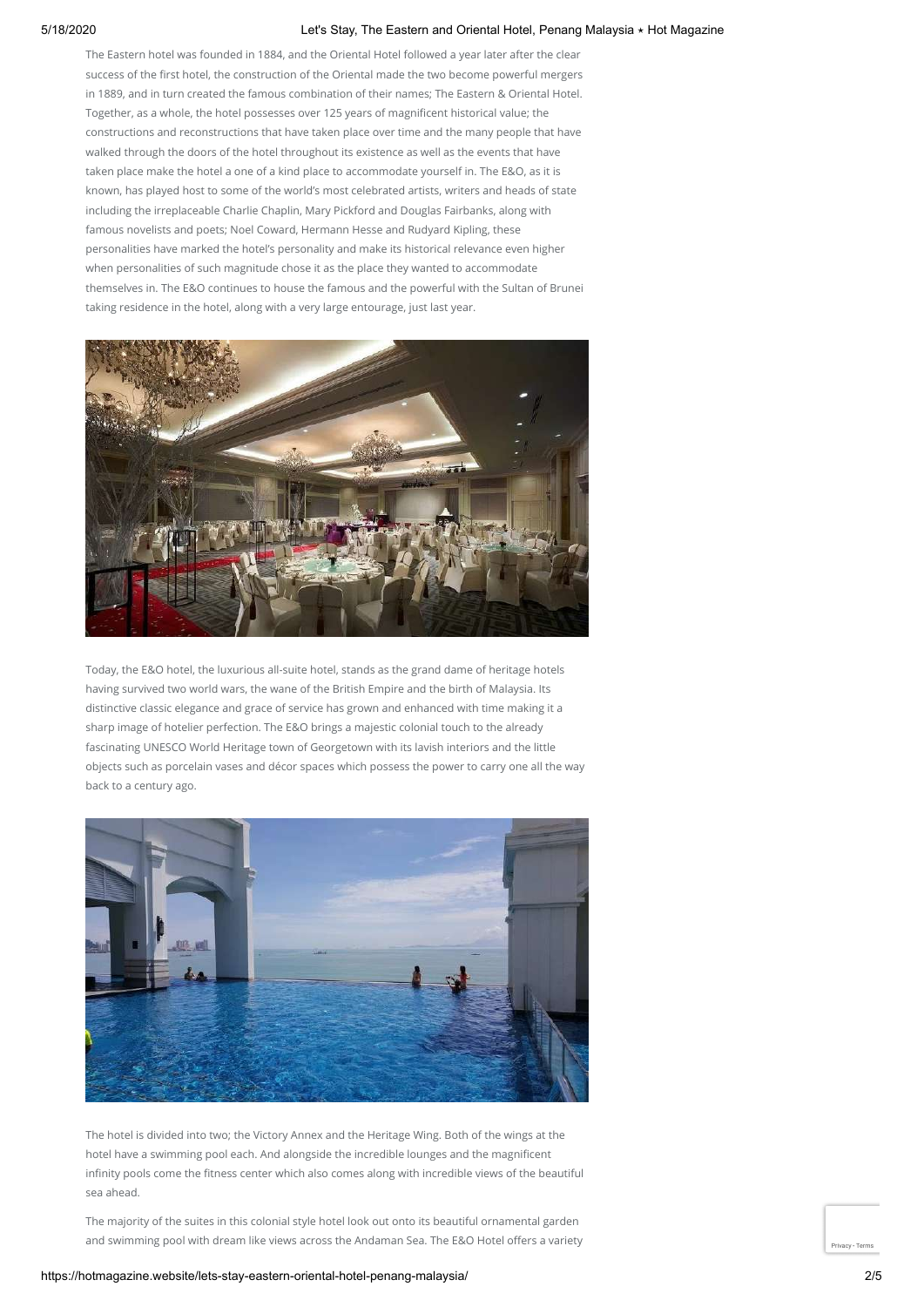The Eastern hotel was founded in 1884, and the Oriental Hotel followed a year later after the clear success of the first hotel, the construction of the Oriental made the two become powerful mergers in 1889, and in turn created the famous combination of their names; The Eastern & Oriental Hotel. Together, as a whole, the hotel possesses over 125 years of magnificent historical value; the constructions and reconstructions that have taken place over time and the many people that have walked through the doors of the hotel throughout its existence as well as the events that have taken place make the hotel a one of a kind place to accommodate yourself in. The E&O, as it is known, has played host to some of the world's most celebrated artists, writers and heads of state including the irreplaceable Charlie Chaplin, Mary Pickford and Douglas Fairbanks, along with famous novelists and poets; Noel Coward, Hermann Hesse and Rudyard Kipling, these personalities have marked the hotel's personality and make its historical relevance even higher when personalities of such magnitude chose it as the place they wanted to accommodate themselves in. The E&O continues to house the famous and the powerful with the Sultan of Brunei taking residence in the hotel, along with a very large entourage, just last year.

Today, the E&O hotel, the luxurious all-suite hotel, stands as the grand dame of heritage hotels having survived two world wars, the wane of the British Empire and the birth of Malaysia. Its distinctive classic elegance and grace of service has grown and enhanced with time making it a sharp image of hotelier perfection. The E&O brings a majestic colonial touch to the already fascinating UNESCO World Heritage town of Georgetown with its lavish interiors and the little objects such as porcelain vases and décor spaces which possess the power to carry one all the way back to a century ago.

The hotel is divided into two; the Victory Annex and the Heritage Wing. Both of the wings at the hotel have a swimming pool each. And alongside the incredible lounges and the magnificent infinity pools come the fitness center which also comes along with incredible views of the beautiful sea ahead.

The majority of the suites in this colonial style hotel look out onto its beautiful ornamental garden and swimming pool with dream like views across the Andaman Sea. The E&O Hotel offers a variety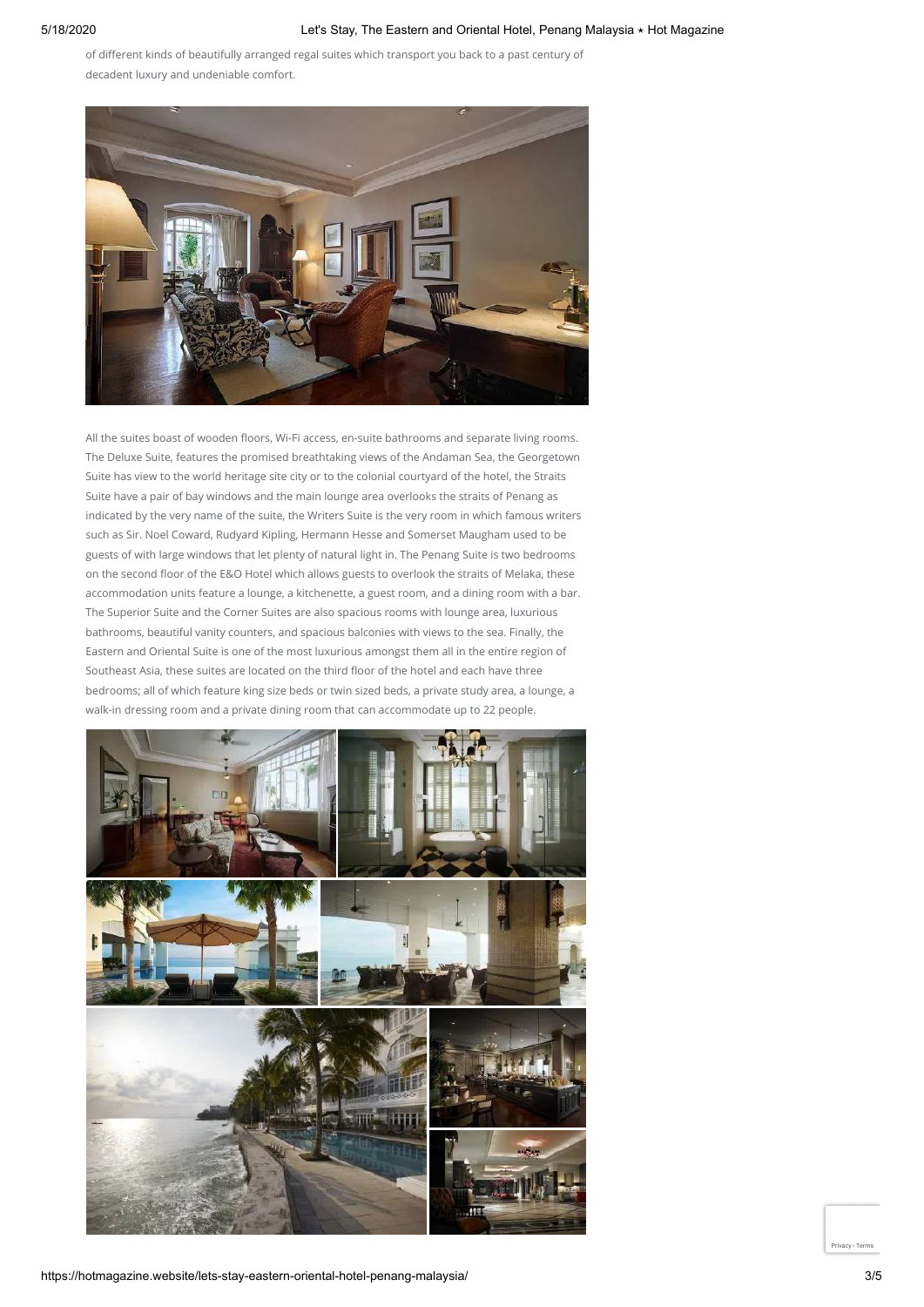of different kinds of beautifully arranged regal suites which transport you back to a past century of decadent luxury and undeniable comfort.

All the suites boast of wooden floors, Wi-Fi access, en-suite bathrooms and separate living rooms. The Deluxe Suite, features the promised breathtaking views of the Andaman Sea, the Georgetown Suite has view to the world heritage site city or to the colonial courtyard of the hotel, the Straits Suite have a pair of bay windows and the main lounge area overlooks the straits of Penang as indicated by the very name of the suite, the Writers Suite is the very room in which famous writers such as Sir. Noel Coward, Rudyard Kipling, Hermann Hesse and Somerset Maugham used to be guests of with large windows that let plenty of natural light in. The Penang Suite is two bedrooms on the second floor of the E&O Hotel which allows guests to overlook the straits of Melaka, these accommodation units feature a lounge, a kitchenette, a guest room, and a dining room with a bar. The Superior Suite and the Corner Suites are also spacious rooms with lounge area, luxurious bathrooms, beautiful vanity counters, and spacious balconies with views to the sea. Finally, the Eastern and Oriental Suite is one of the most luxurious amongst them all in the entire region of Southeast Asia, these suites are located on the third floor of the hotel and each have three bedrooms; all of which feature king size beds or twin sized beds, a private study area, a lounge, a walk-in dressing room and a private dining room that can accommodate up to 22 people.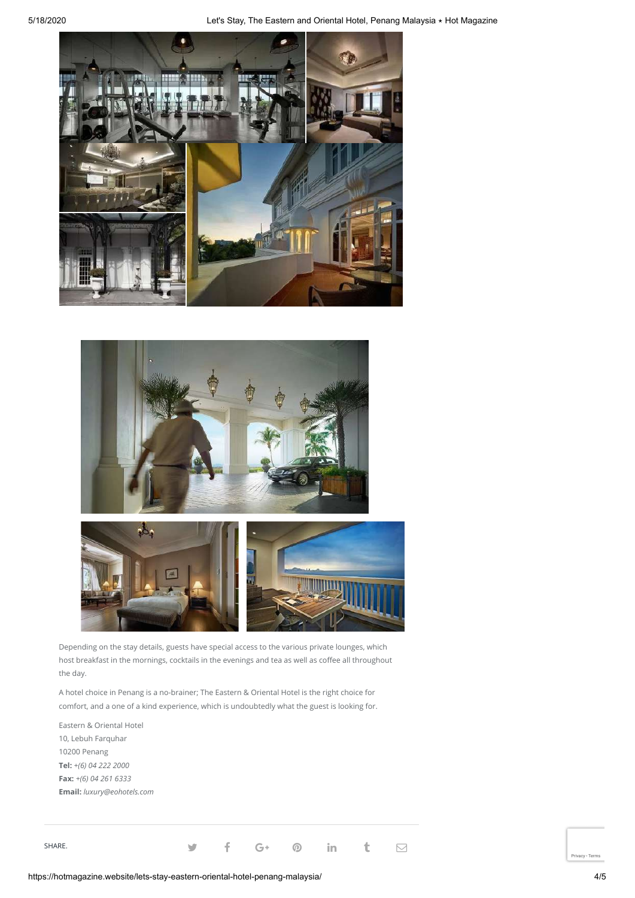Depending on the stay details, guests have special access to the various private lounges, which host breakfast in the mornings, cocktails in the evenings and tea as well as coffee all throughout the day.

A hotel choice in Penang is a no-brainer; The Eastern & Oriental Hotel is the right choice for comfort, and a one of a kind experience, which is undoubtedly what the guest is looking for.

Eastern & Oriental Hotel
10, Lebuh Farquhar
10200 Penang
**Tel:** *+(6) 04 222 2000*
**Fax:** *+(6) 04 261 6333*
**Email:** *luxury@eohotels.com*

SHARE.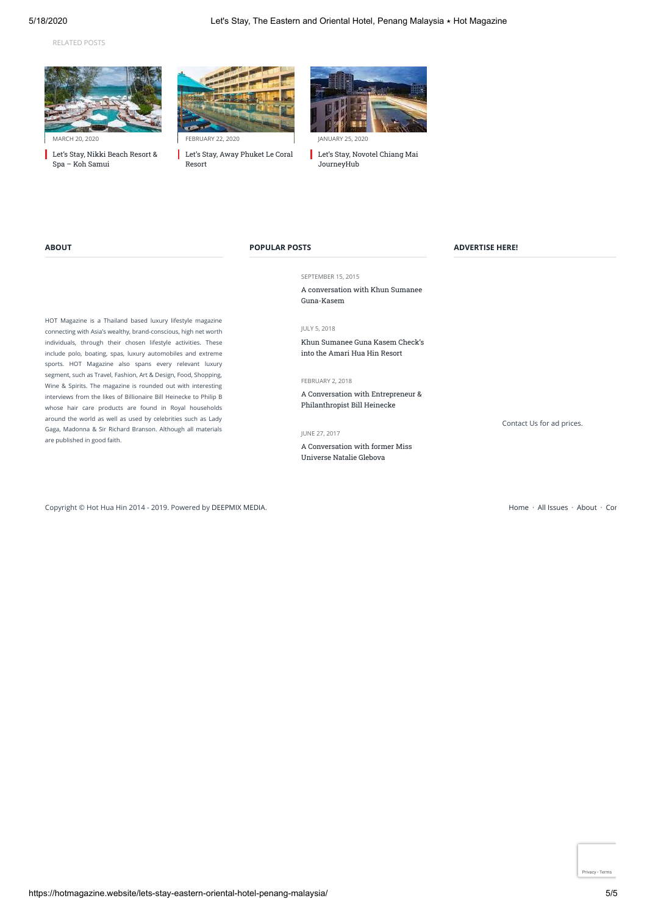RELATED POSTS

MARCH 20, 2020

Let's Stay, Nikki Beach Resort & Spa – Koh Samui

FEBRUARY 22, 2020

Let's Stay, Away Phuket Le Coral Resort

JANUARY 25, 2020

Let's Stay, Novotel Chiang Mai JourneyHub

## ABOUT

HOT Magazine is a Thailand based luxury lifestyle magazine connecting with Asia's wealthy, brand-conscious, high net worth individuals, through their chosen lifestyle activities. These include polo, boating, spas, luxury automobiles and extreme sports. HOT Magazine also spans every relevant luxury segment, such as Travel, Fashion, Art & Design, Food, Shopping, Wine & Spirits. The magazine is rounded out with interesting interviews from the likes of Billionaire Bill Heinecke to Philip B whose hair care products are found in Royal households around the world as well as used by celebrities such as Lady Gaga, Madonna & Sir Richard Branson. Although all materials are published in good faith.

## POPULAR POSTS

SEPTEMBER 15, 2015

A conversation with Khun Sumanee Guna-Kasem

JULY 5, 2018

Khun Sumanee Guna Kasem Check's into the Amari Hua Hin Resort

FEBRUARY 2, 2018

A Conversation with Entrepreneur & Philanthropist Bill Heinecke

JUNE 27, 2017

A Conversation with former Miss Universe Natalie Glebova

## ADVERTISE HERE!

Contact Us for ad prices.

Copyright © Hot Hua Hin 2014 - 2019. Powered by DEEPMIX MEDIA.

Home · All Issues · About · Cor